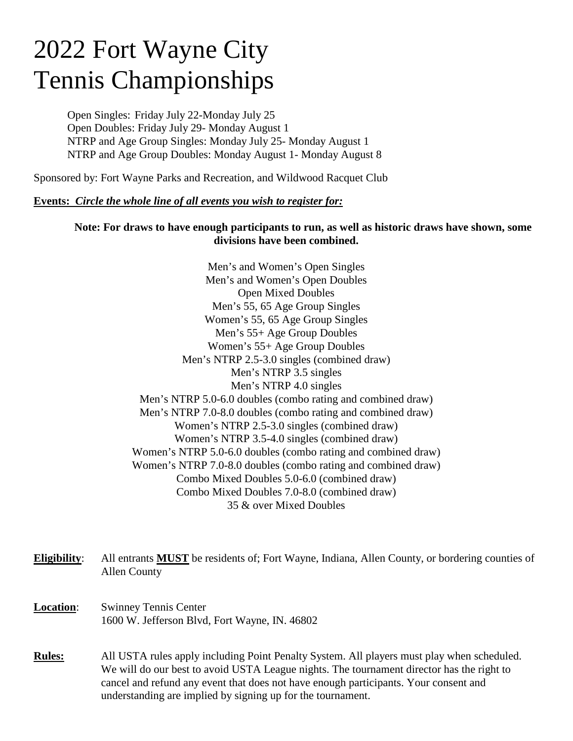# 2022 Fort Wayne City Tennis Championships

Open Singles: Friday July 22-Monday July 25
Open Doubles: Friday July 29- Monday August 1
NTRP and Age Group Singles: Monday July 25- Monday August 1
NTRP and Age Group Doubles: Monday August 1- Monday August 8

Sponsored by: Fort Wayne Parks and Recreation, and Wildwood Racquet Club

**Events:** ***Circle the whole line of all events you wish to register for:***

**Note: For draws to have enough participants to run, as well as historic draws have shown, some divisions have been combined.**

Men's and Women's Open Singles
Men's and Women's Open Doubles
Open Mixed Doubles
Men's 55, 65 Age Group Singles
Women's 55, 65 Age Group Singles
Men's 55+ Age Group Doubles
Women's 55+ Age Group Doubles
Men's NTRP 2.5-3.0 singles (combined draw)
Men's NTRP 3.5 singles
Men's NTRP 4.0 singles
Men's NTRP 5.0-6.0 doubles (combo rating and combined draw)
Men's NTRP 7.0-8.0 doubles (combo rating and combined draw)
Women's NTRP 2.5-3.0 singles (combined draw)
Women's NTRP 3.5-4.0 singles (combined draw)
Women's NTRP 5.0-6.0 doubles (combo rating and combined draw)
Women's NTRP 7.0-8.0 doubles (combo rating and combined draw)
Combo Mixed Doubles 5.0-6.0 (combined draw)
Combo Mixed Doubles 7.0-8.0 (combined draw)
35 & over Mixed Doubles

**Eligibility**: All entrants **MUST** be residents of; Fort Wayne, Indiana, Allen County, or bordering counties of Allen County

**Location**: Swinney Tennis Center
1600 W. Jefferson Blvd, Fort Wayne, IN. 46802

**Rules:** All USTA rules apply including Point Penalty System. All players must play when scheduled. We will do our best to avoid USTA League nights. The tournament director has the right to cancel and refund any event that does not have enough participants. Your consent and understanding are implied by signing up for the tournament.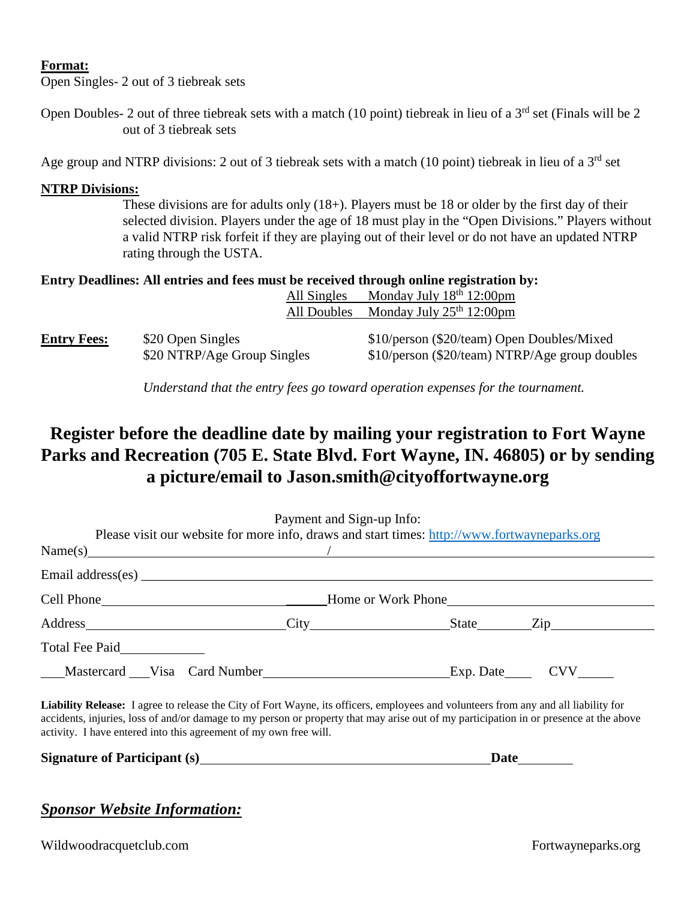**Format:**

Open Singles- 2 out of 3 tiebreak sets

Open Doubles- 2 out of three tiebreak sets with a match (10 point) tiebreak in lieu of a 3rd set (Finals will be 2 out of 3 tiebreak sets

Age group and NTRP divisions: 2 out of 3 tiebreak sets with a match (10 point) tiebreak in lieu of a 3rd set

**NTRP Divisions:**

These divisions are for adults only (18+). Players must be 18 or older by the first day of their selected division. Players under the age of 18 must play in the "Open Divisions." Players without a valid NTRP risk forfeit if they are playing out of their level or do not have an updated NTRP rating through the USTA.

**Entry Deadlines: All entries and fees must be received through online registration by:**

| | |
|---|---|
| All Singles | Monday July 18th 12:00pm |
| All Doubles | Monday July 25th 12:00pm |

**Entry Fees:**

| | |
|---|---|
| $20 Open Singles | $10/person ($20/team) Open Doubles/Mixed |
| $20 NTRP/Age Group Singles | $10/person ($20/team) NTRP/Age group doubles |

*Understand that the entry fees go toward operation expenses for the tournament.*

## Register before the deadline date by mailing your registration to Fort Wayne Parks and Recreation (705 E. State Blvd. Fort Wayne, IN. 46805) or by sending a picture/email to Jason.smith@cityoffortwayne.org

Payment and Sign-up Info:

Please visit our website for more info, draws and start times: http://www.fortwayneparks.org

Name(s)\_\_\_\_\_\_\_\_\_\_\_\_\_\_\_\_\_\_\_\_/\_\_\_\_\_\_\_\_\_\_\_\_\_\_\_\_\_\_\_\_

Email address(es) \_\_\_\_\_\_\_\_\_\_\_\_\_\_\_\_\_\_\_\_\_\_\_\_\_\_\_\_\_\_\_\_

Cell Phone\_\_\_\_\_\_\_\_\_\_\_\_\_\_\_\_ Home or Work Phone\_\_\_\_\_\_\_\_\_\_\_\_\_\_\_\_

Address\_\_\_\_\_\_\_\_\_\_\_\_\_\_\_\_ City\_\_\_\_\_\_\_\_\_\_\_\_ State\_\_\_\_\_\_ Zip\_\_\_\_\_\_\_\_

Total Fee Paid\_\_\_\_\_\_\_\_

\_\_\_Mastercard \_\_\_Visa Card Number\_\_\_\_\_\_\_\_\_\_\_\_\_\_\_\_ Exp. Date\_\_\_\_ CVV\_\_\_\_

**Liability Release:** I agree to release the City of Fort Wayne, its officers, employees and volunteers from any and all liability for accidents, injuries, loss of and/or damage to my person or property that may arise out of my participation in or presence at the above activity. I have entered into this agreement of my own free will.

**Signature of Participant (s)**\_\_\_\_\_\_\_\_\_\_\_\_\_\_\_\_\_\_\_\_\_\_\_\_ **Date**\_\_\_\_\_\_\_\_

## *Sponsor Website Information:*

Wildwoodracquetclub.com

Fortwayneparks.org